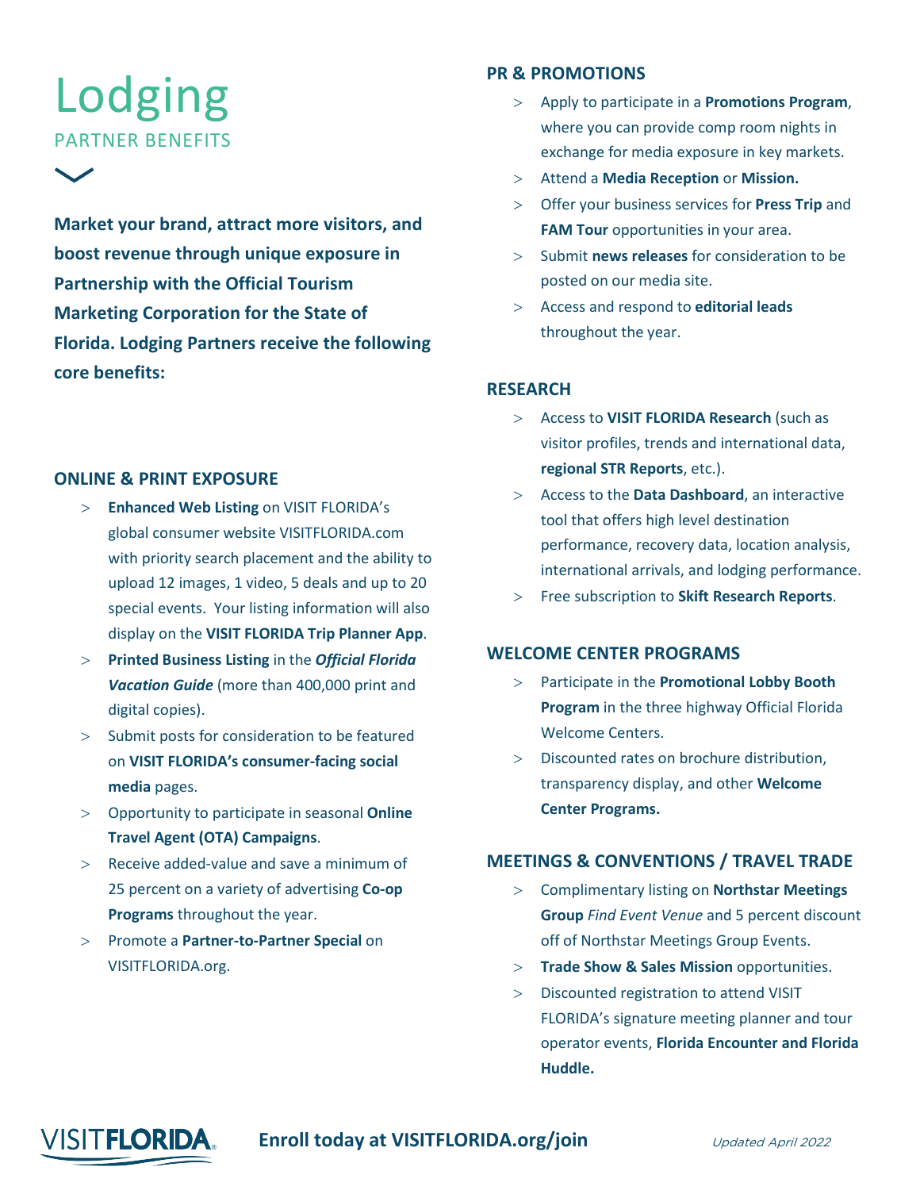# Lodging

## PARTNER BENEFITS

**Market your brand, attract more visitors, and boost revenue through unique exposure in Partnership with the Official Tourism Marketing Corporation for the State of Florida. Lodging Partners receive the following core benefits:**

### ONLINE & PRINT EXPOSURE

- **Enhanced Web Listing** on VISIT FLORIDA's global consumer website VISITFLORIDA.com with priority search placement and the ability to upload 12 images, 1 video, 5 deals and up to 20 special events. Your listing information will also display on the **VISIT FLORIDA Trip Planner App**.
- **Printed Business Listing** in the ***Official Florida Vacation Guide*** (more than 400,000 print and digital copies).
- Submit posts for consideration to be featured on **VISIT FLORIDA's consumer-facing social media** pages.
- Opportunity to participate in seasonal **Online Travel Agent (OTA) Campaigns**.
- Receive added-value and save a minimum of 25 percent on a variety of advertising **Co-op Programs** throughout the year.
- Promote a **Partner-to-Partner Special** on VISITFLORIDA.org.

### PR & PROMOTIONS

- Apply to participate in a **Promotions Program**, where you can provide comp room nights in exchange for media exposure in key markets.
- Attend a **Media Reception** or **Mission.**
- Offer your business services for **Press Trip** and **FAM Tour** opportunities in your area.
- Submit **news releases** for consideration to be posted on our media site.
- Access and respond to **editorial leads** throughout the year.

### RESEARCH

- Access to **VISIT FLORIDA Research** (such as visitor profiles, trends and international data, **regional STR Reports**, etc.).
- Access to the **Data Dashboard**, an interactive tool that offers high level destination performance, recovery data, location analysis, international arrivals, and lodging performance.
- Free subscription to **Skift Research Reports**.

### WELCOME CENTER PROGRAMS

- Participate in the **Promotional Lobby Booth Program** in the three highway Official Florida Welcome Centers.
- Discounted rates on brochure distribution, transparency display, and other **Welcome Center Programs.**

### MEETINGS & CONVENTIONS / TRAVEL TRADE

- Complimentary listing on **Northstar Meetings Group** *Find Event Venue* and 5 percent discount off of Northstar Meetings Group Events.
- **Trade Show & Sales Mission** opportunities.
- Discounted registration to attend VISIT FLORIDA's signature meeting planner and tour operator events, **Florida Encounter and Florida Huddle.**

VISIT**FLORIDA**

**Enroll today at VISITFLORIDA.org/join**

*Updated April 2022*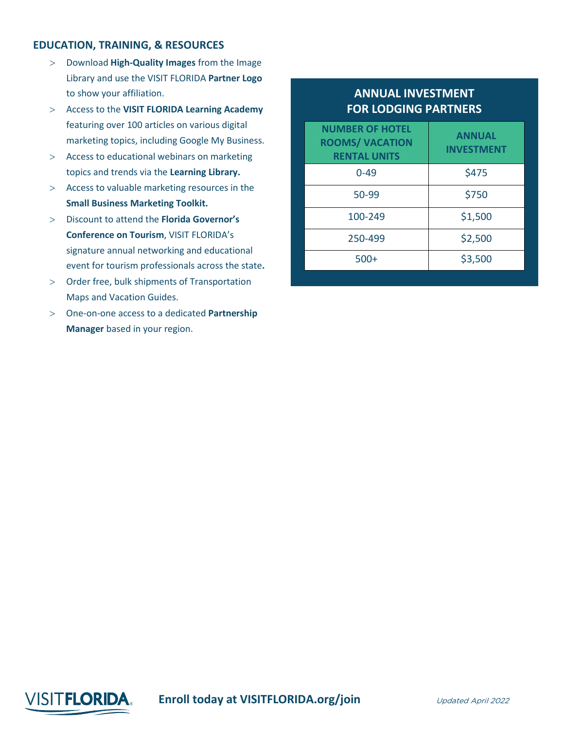## EDUCATION, TRAINING, & RESOURCES

- Download **High-Quality Images** from the Image Library and use the VISIT FLORIDA **Partner Logo** to show your affiliation.
- Access to the **VISIT FLORIDA Learning Academy** featuring over 100 articles on various digital marketing topics, including Google My Business.
- Access to educational webinars on marketing topics and trends via the **Learning Library.**
- Access to valuable marketing resources in the **Small Business Marketing Toolkit.**
- Discount to attend the **Florida Governor's Conference on Tourism**, VISIT FLORIDA's signature annual networking and educational event for tourism professionals across the state**.**
- Order free, bulk shipments of Transportation Maps and Vacation Guides.
- One-on-one access to a dedicated **Partnership Manager** based in your region.

## ANNUAL INVESTMENT FOR LODGING PARTNERS

| NUMBER OF HOTEL ROOMS/ VACATION RENTAL UNITS | ANNUAL INVESTMENT |
|---|---|
| 0-49 | $475 |
| 50-99 | $750 |
| 100-249 | $1,500 |
| 250-499 | $2,500 |
| 500+ | $3,500 |

VISITFLORIDA

**Enroll today at VISITFLORIDA.org/join**

*Updated April 2022*